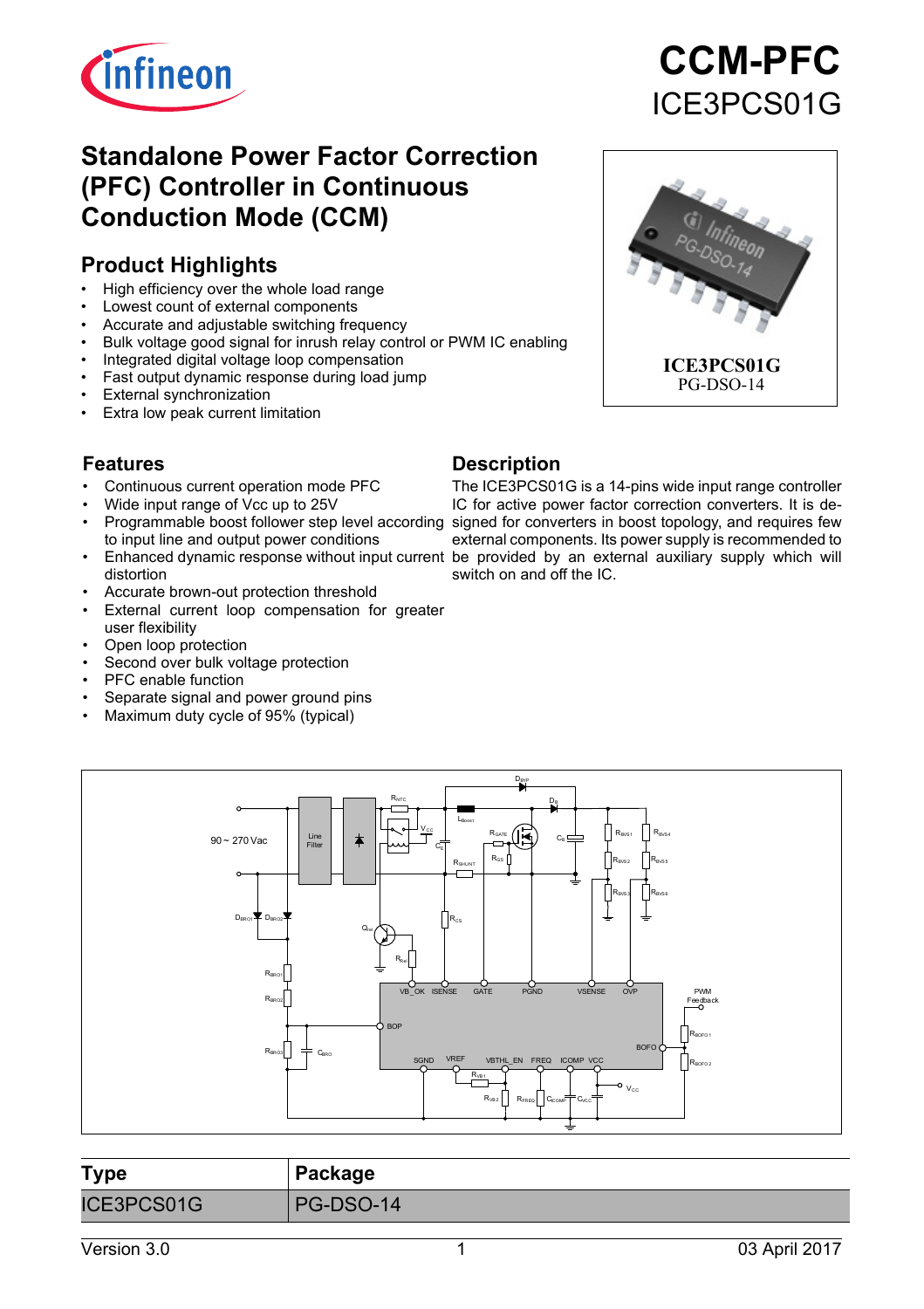# CCM-PFC

ICE3PCS01G

## Standalone Power Factor Correction (PFC) Controller in Continuous Conduction Mode (CCM)

### Product Highlights

- High efficiency over the whole load range
- Lowest count of external components
- Accurate and adjustable switching frequency
- Bulk voltage good signal for inrush relay control or PWM IC enabling
- Integrated digital voltage loop compensation
- Fast output dynamic response during load jump
- External synchronization
- Extra low peak current limitation

**ICE3PCS01G**
PG-DSO-14

### Features

- Continuous current operation mode PFC
- Wide input range of Vcc up to 25V
- Programmable boost follower step level according to input line and output power conditions
- Enhanced dynamic response without input current distortion
- Accurate brown-out protection threshold
- External current loop compensation for greater user flexibility
- Open loop protection
- Second over bulk voltage protection
- PFC enable function
- Separate signal and power ground pins
- Maximum duty cycle of 95% (typical)

### Description

The ICE3PCS01G is a 14-pins wide input range controller IC for active power factor correction converters. It is designed for converters in boost topology, and requires few external components. Its power supply is recommended to be provided by an external auxiliary supply which will switch on and off the IC.

| Type | Package |
|---|---|
| ICE3PCS01G | PG-DSO-14 |

Version 3.0 03 April 2017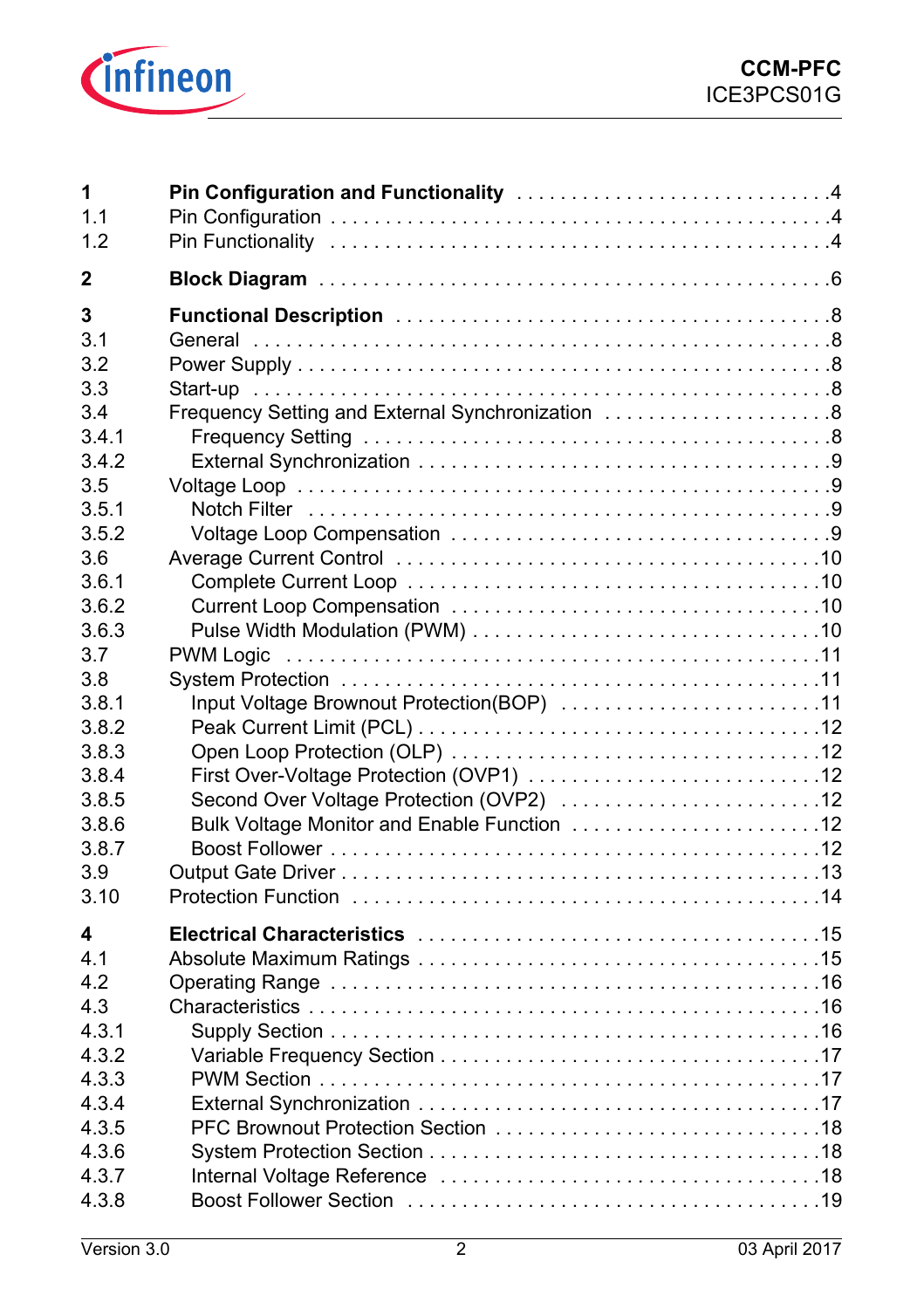| | | |
|---|---|---|
| **1** | **Pin Configuration and Functionality** | **4** |
| 1.1 | Pin Configuration | 4 |
| 1.2 | Pin Functionality | 4 |
| **2** | **Block Diagram** | **6** |
| **3** | **Functional Description** | **8** |
| 3.1 | General | 8 |
| 3.2 | Power Supply | 8 |
| 3.3 | Start-up | 8 |
| 3.4 | Frequency Setting and External Synchronization | 8 |
| 3.4.1 | Frequency Setting | 8 |
| 3.4.2 | External Synchronization | 9 |
| 3.5 | Voltage Loop | 9 |
| 3.5.1 | Notch Filter | 9 |
| 3.5.2 | Voltage Loop Compensation | 9 |
| 3.6 | Average Current Control | 10 |
| 3.6.1 | Complete Current Loop | 10 |
| 3.6.2 | Current Loop Compensation | 10 |
| 3.6.3 | Pulse Width Modulation (PWM) | 10 |
| 3.7 | PWM Logic | 11 |
| 3.8 | System Protection | 11 |
| 3.8.1 | Input Voltage Brownout Protection(BOP) | 11 |
| 3.8.2 | Peak Current Limit (PCL) | 12 |
| 3.8.3 | Open Loop Protection (OLP) | 12 |
| 3.8.4 | First Over-Voltage Protection (OVP1) | 12 |
| 3.8.5 | Second Over Voltage Protection (OVP2) | 12 |
| 3.8.6 | Bulk Voltage Monitor and Enable Function | 12 |
| 3.8.7 | Boost Follower | 12 |
| 3.9 | Output Gate Driver | 13 |
| 3.10 | Protection Function | 14 |
| **4** | **Electrical Characteristics** | **15** |
| 4.1 | Absolute Maximum Ratings | 15 |
| 4.2 | Operating Range | 16 |
| 4.3 | Characteristics | 16 |
| 4.3.1 | Supply Section | 16 |
| 4.3.2 | Variable Frequency Section | 17 |
| 4.3.3 | PWM Section | 17 |
| 4.3.4 | External Synchronization | 17 |
| 4.3.5 | PFC Brownout Protection Section | 18 |
| 4.3.6 | System Protection Section | 18 |
| 4.3.7 | Internal Voltage Reference | 18 |
| 4.3.8 | Boost Follower Section | 19 |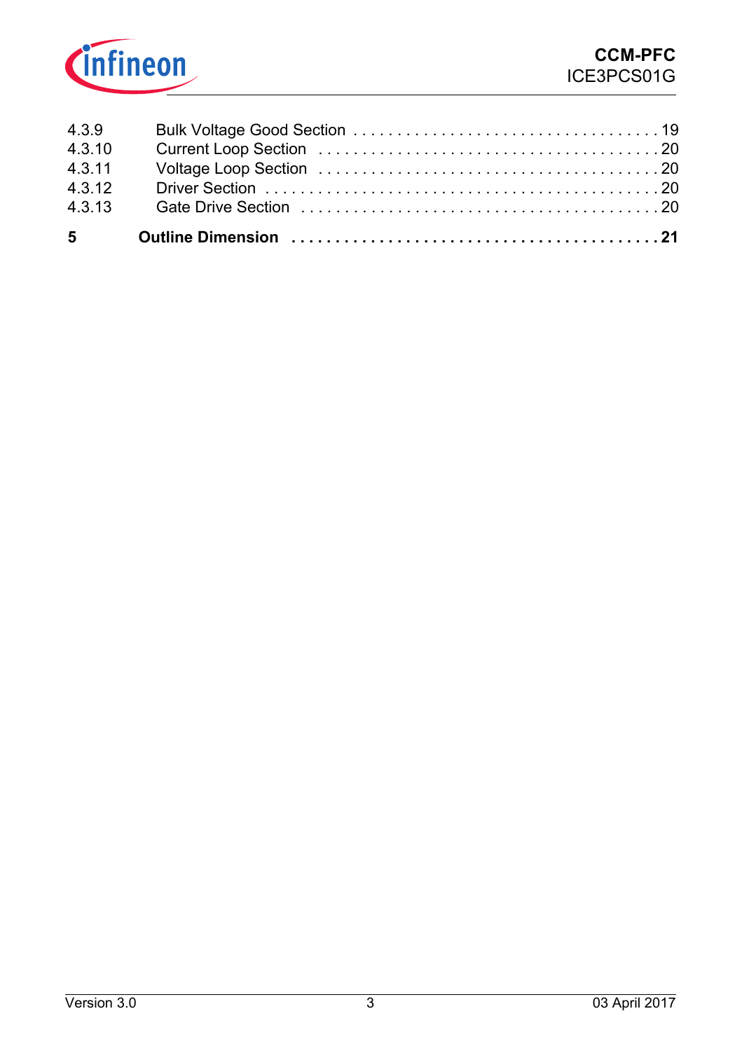4.3.9 Bulk Voltage Good Section . . . . . . . . . . . . . . . . . . . . . . . . . . . . . . . . . . 19
4.3.10 Current Loop Section . . . . . . . . . . . . . . . . . . . . . . . . . . . . . . . . . . . . . 20
4.3.11 Voltage Loop Section . . . . . . . . . . . . . . . . . . . . . . . . . . . . . . . . . . . . . 20
4.3.12 Driver Section . . . . . . . . . . . . . . . . . . . . . . . . . . . . . . . . . . . . . . . . . . . 20
4.3.13 Gate Drive Section . . . . . . . . . . . . . . . . . . . . . . . . . . . . . . . . . . . . . . . 20

**5 Outline Dimension . . . . . . . . . . . . . . . . . . . . . . . . . . . . . . . . . . . . . . . . 21**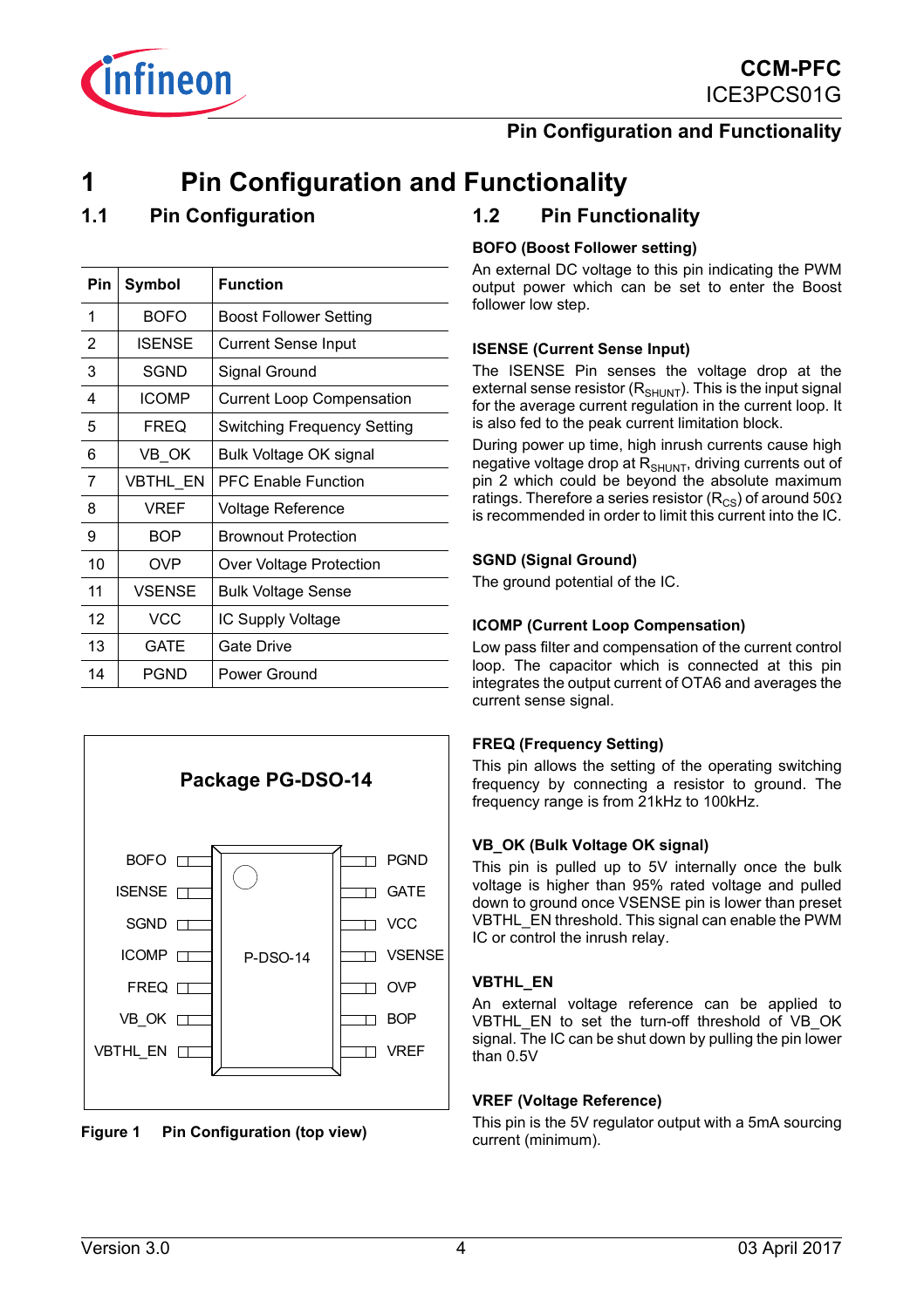# 1 Pin Configuration and Functionality

## 1.1 Pin Configuration

| Pin | Symbol | Function |
|---|---|---|
| 1 | BOFO | Boost Follower Setting |
| 2 | ISENSE | Current Sense Input |
| 3 | SGND | Signal Ground |
| 4 | ICOMP | Current Loop Compensation |
| 5 | FREQ | Switching Frequency Setting |
| 6 | VB_OK | Bulk Voltage OK signal |
| 7 | VBTHL_EN | PFC Enable Function |
| 8 | VREF | Voltage Reference |
| 9 | BOP | Brownout Protection |
| 10 | OVP | Over Voltage Protection |
| 11 | VSENSE | Bulk Voltage Sense |
| 12 | VCC | IC Supply Voltage |
| 13 | GATE | Gate Drive |
| 14 | PGND | Power Ground |

Package PG-DSO-14

BOFO, ISENSE, SGND, ICOMP, FREQ, VB_OK, VBTHL_EN (left side, pins 1–7); PGND, GATE, VCC, VSENSE, OVP, BOP, VREF (right side, pins 14–8)

P-DSO-14

**Figure 1 Pin Configuration (top view)**

## 1.2 Pin Functionality

**BOFO (Boost Follower setting)**

An external DC voltage to this pin indicating the PWM output power which can be set to enter the Boost follower low step.

**ISENSE (Current Sense Input)**

The ISENSE Pin senses the voltage drop at the external sense resistor ($R_{SHUNT}$). This is the input signal for the average current regulation in the current loop. It is also fed to the peak current limitation block.

During power up time, high inrush currents cause high negative voltage drop at $R_{SHUNT}$, driving currents out of pin 2 which could be beyond the absolute maximum ratings. Therefore a series resistor ($R_{CS}$) of around 50Ω is recommended in order to limit this current into the IC.

**SGND (Signal Ground)**

The ground potential of the IC.

**ICOMP (Current Loop Compensation)**

Low pass filter and compensation of the current control loop. The capacitor which is connected at this pin integrates the output current of OTA6 and averages the current sense signal.

**FREQ (Frequency Setting)**

This pin allows the setting of the operating switching frequency by connecting a resistor to ground. The frequency range is from 21kHz to 100kHz.

**VB_OK (Bulk Voltage OK signal)**

This pin is pulled up to 5V internally once the bulk voltage is higher than 95% rated voltage and pulled down to ground once VSENSE pin is lower than preset VBTHL_EN threshold. This signal can enable the PWM IC or control the inrush relay.

**VBTHL_EN**

An external voltage reference can be applied to VBTHL_EN to set the turn-off threshold of VB_OK signal. The IC can be shut down by pulling the pin lower than 0.5V

**VREF (Voltage Reference)**

This pin is the 5V regulator output with a 5mA sourcing current (minimum).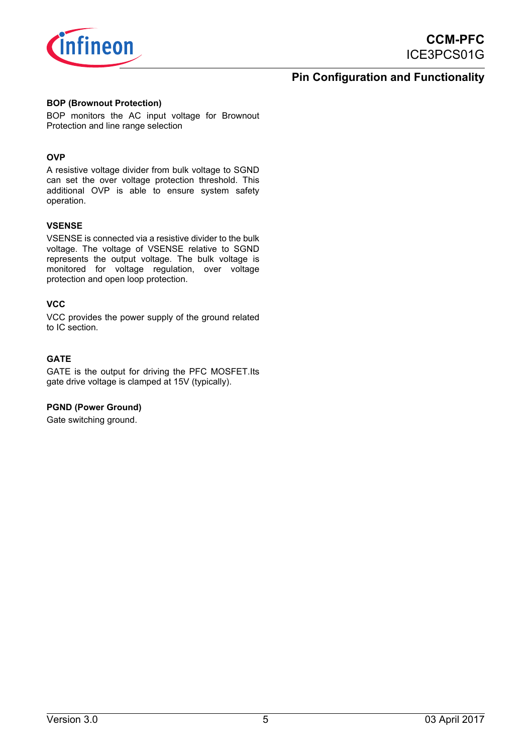## Pin Configuration and Functionality

### BOP (Brownout Protection)

BOP monitors the AC input voltage for Brownout Protection and line range selection

### OVP

A resistive voltage divider from bulk voltage to SGND can set the over voltage protection threshold. This additional OVP is able to ensure system safety operation.

### VSENSE

VSENSE is connected via a resistive divider to the bulk voltage. The voltage of VSENSE relative to SGND represents the output voltage. The bulk voltage is monitored for voltage regulation, over voltage protection and open loop protection.

### VCC

VCC provides the power supply of the ground related to IC section.

### GATE

GATE is the output for driving the PFC MOSFET.Its gate drive voltage is clamped at 15V (typically).

### PGND (Power Ground)

Gate switching ground.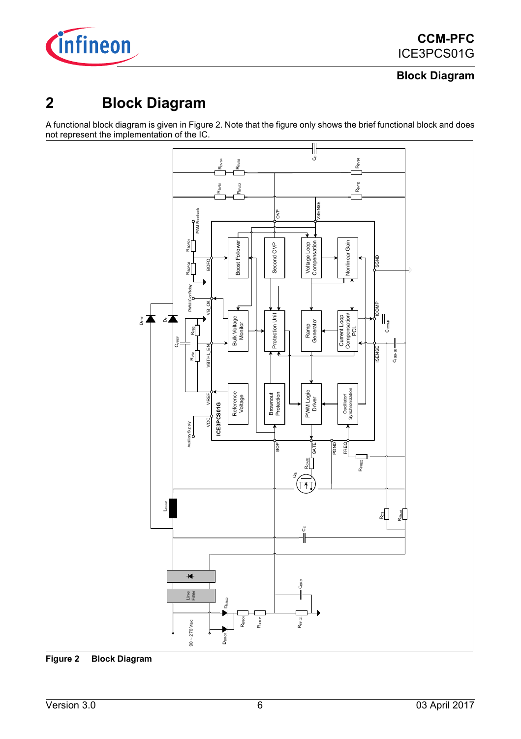# 2 Block Diagram

A functional block diagram is given in Figure 2. Note that the figure only shows the brief functional block and does not represent the implementation of the IC.

**Figure 2 Block Diagram**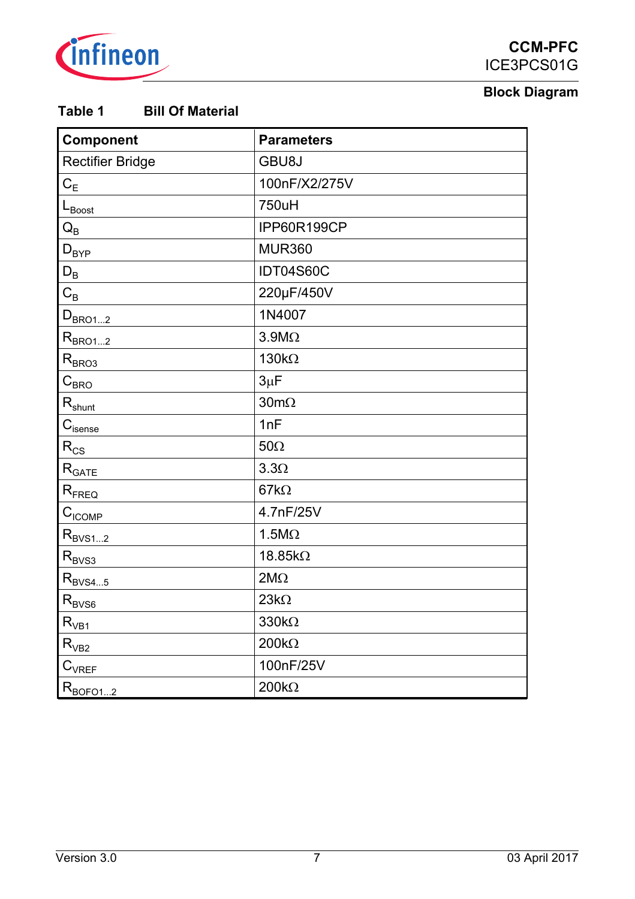**Table 1 Bill Of Material**

| Component | Parameters |
|---|---|
| Rectifier Bridge | GBU8J |
| $C_E$ | 100nF/X2/275V |
| $L_{Boost}$ | 750uH |
| $Q_B$ | IPP60R199CP |
| $D_{BYP}$ | MUR360 |
| $D_B$ | IDT04S60C |
| $C_B$ | 220µF/450V |
| $D_{BRO1...2}$ | 1N4007 |
| $R_{BRO1...2}$ | 3.9MΩ |
| $R_{BRO3}$ | 130kΩ |
| $C_{BRO}$ | 3µF |
| $R_{shunt}$ | 30mΩ |
| $C_{isense}$ | 1nF |
| $R_{CS}$ | 50Ω |
| $R_{GATE}$ | 3.3Ω |
| $R_{FREQ}$ | 67kΩ |
| $C_{ICOMP}$ | 4.7nF/25V |
| $R_{BVS1...2}$ | 1.5MΩ |
| $R_{BVS3}$ | 18.85kΩ |
| $R_{BVS4...5}$ | 2MΩ |
| $R_{BVS6}$ | 23kΩ |
| $R_{VB1}$ | 330kΩ |
| $R_{VB2}$ | 200kΩ |
| $C_{VREF}$ | 100nF/25V |
| $R_{BOFO1...2}$ | 200kΩ |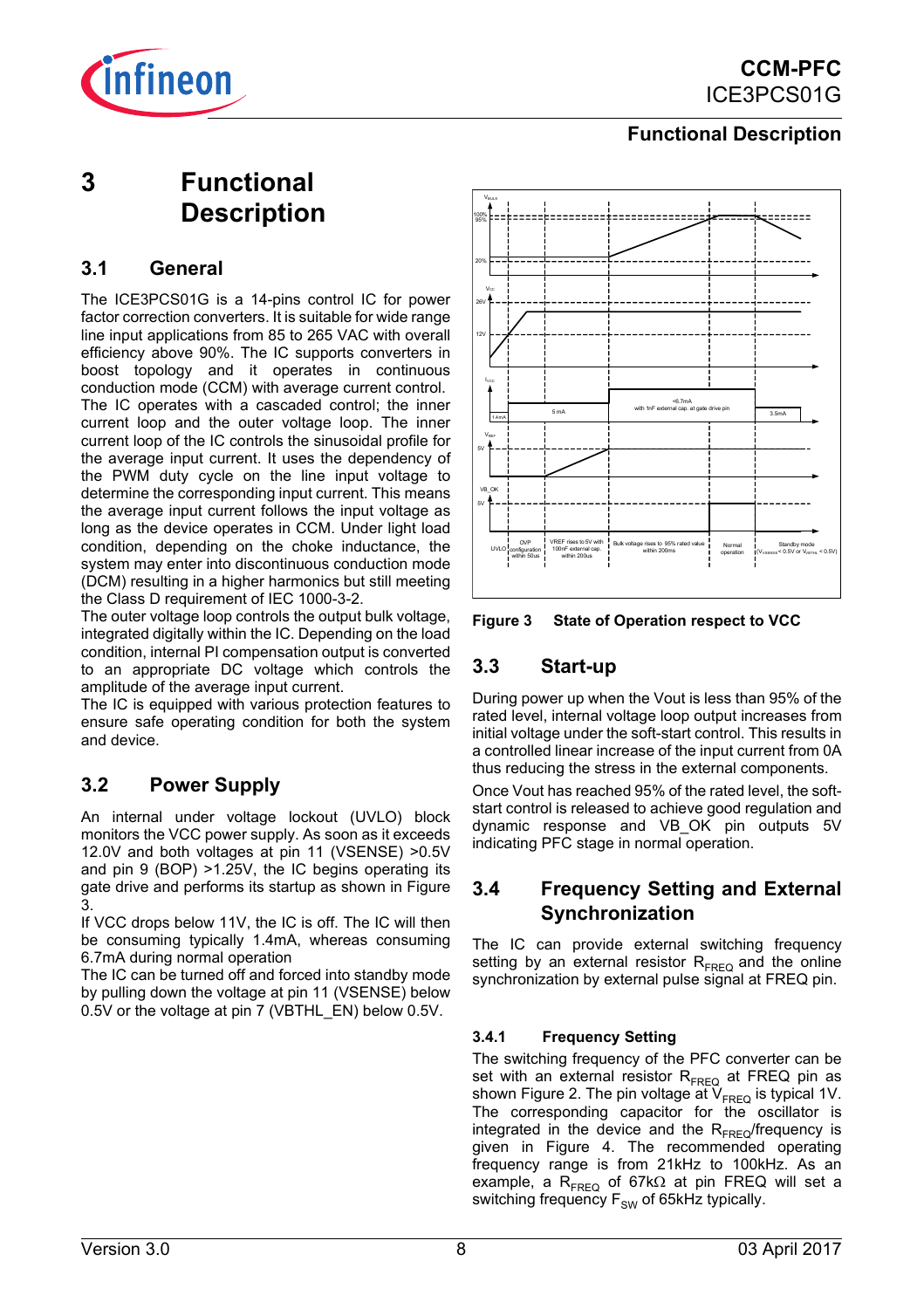# 3 Functional Description

## 3.1 General

The ICE3PCS01G is a 14-pins control IC for power factor correction converters. It is suitable for wide range line input applications from 85 to 265 VAC with overall efficiency above 90%. The IC supports converters in boost topology and it operates in continuous conduction mode (CCM) with average current control.

The IC operates with a cascaded control; the inner current loop and the outer voltage loop. The inner current loop of the IC controls the sinusoidal profile for the average input current. It uses the dependency of the PWM duty cycle on the line input voltage to determine the corresponding input current. This means the average input current follows the input voltage as long as the device operates in CCM. Under light load condition, depending on the choke inductance, the system may enter into discontinuous conduction mode (DCM) resulting in a higher harmonics but still meeting the Class D requirement of IEC 1000-3-2.

The outer voltage loop controls the output bulk voltage, integrated digitally within the IC. Depending on the load condition, internal PI compensation output is converted to an appropriate DC voltage which controls the amplitude of the average input current.

The IC is equipped with various protection features to ensure safe operating condition for both the system and device.

## 3.2 Power Supply

An internal under voltage lockout (UVLO) block monitors the VCC power supply. As soon as it exceeds 12.0V and both voltages at pin 11 (VSENSE) >0.5V and pin 9 (BOP) >1.25V, the IC begins operating its gate drive and performs its startup as shown in Figure 3.

If VCC drops below 11V, the IC is off. The IC will then be consuming typically 1.4mA, whereas consuming 6.7mA during normal operation

The IC can be turned off and forced into standby mode by pulling down the voltage at pin 11 (VSENSE) below 0.5V or the voltage at pin 7 (VBTHL_EN) below 0.5V.

**Figure 3 State of Operation respect to VCC**

## 3.3 Start-up

During power up when the Vout is less than 95% of the rated level, internal voltage loop output increases from initial voltage under the soft-start control. This results in a controlled linear increase of the input current from 0A thus reducing the stress in the external components.

Once Vout has reached 95% of the rated level, the soft-start control is released to achieve good regulation and dynamic response and VB_OK pin outputs 5V indicating PFC stage in normal operation.

## 3.4 Frequency Setting and External Synchronization

The IC can provide external switching frequency setting by an external resistor $R_{FREQ}$ and the online synchronization by external pulse signal at FREQ pin.

### 3.4.1 Frequency Setting

The switching frequency of the PFC converter can be set with an external resistor $R_{FREQ}$ at FREQ pin as shown Figure 2. The pin voltage at $V_{FREQ}$ is typical 1V. The corresponding capacitor for the oscillator is integrated in the device and the $R_{FREQ}$/frequency is given in Figure 4. The recommended operating frequency range is from 21kHz to 100kHz. As an example, a $R_{FREQ}$ of 67kΩ at pin FREQ will set a switching frequency $F_{SW}$ of 65kHz typically.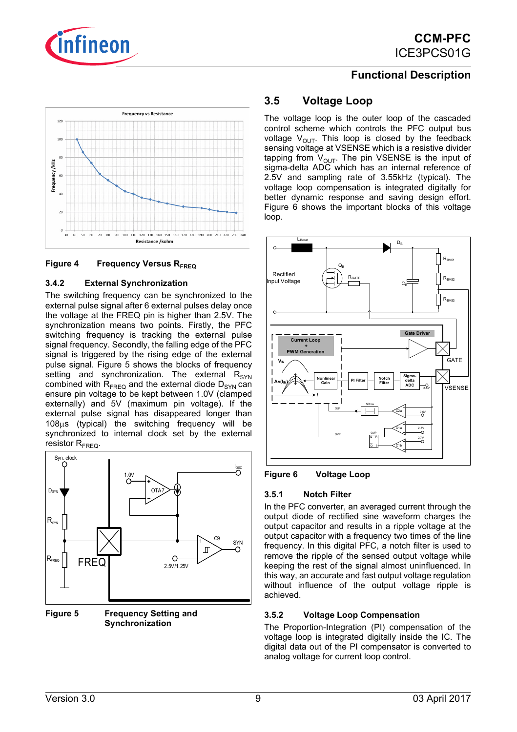Figure 4 Frequency Versus $R_{FREQ}$

### 3.4.2 External Synchronization

The switching frequency can be synchronized to the external pulse signal after 6 external pulses delay once the voltage at the FREQ pin is higher than 2.5V. The synchronization means two points. Firstly, the PFC switching frequency is tracking the external pulse signal frequency. Secondly, the falling edge of the PFC switching pulse is triggered by the rising edge of the external pulse signal. Figure 5 shows the blocks of frequency setting and synchronization. The external $R_{SYN}$ combined with $R_{FREQ}$ and the external diode $D_{SYN}$ can ensure pin voltage to be kept between 1.0V (clamped externally) and 5V (maximum pin voltage). If the external pulse signal has disappeared longer than 108µs (typical) the switching frequency will be synchronized to internal clock set by the external resistor $R_{FREQ}$.

Figure 5 Frequency Setting and Synchronization

## 3.5 Voltage Loop

The voltage loop is the outer loop of the cascaded control scheme which controls the PFC output bus voltage $V_{OUT}$. This loop is closed by the feedback sensing voltage at VSENSE which is a resistive divider tapping from $V_{OUT}$. The pin VSENSE is the input of sigma-delta ADC which has an internal reference of 2.5V and sampling rate of 3.55kHz (typical). The voltage loop compensation is integrated digitally for better dynamic response and saving design effort. Figure 6 shows the important blocks of this voltage loop.

Figure 6 Voltage Loop

### 3.5.1 Notch Filter

In the PFC converter, an averaged current through the output diode of rectified sine waveform charges the output capacitor and results in a ripple voltage at the output capacitor with a frequency two times of the line frequency. In this digital PFC, a notch filter is used to remove the ripple of the sensed output voltage while keeping the rest of the signal almost uninfluenced. In this way, an accurate and fast output voltage regulation without influence of the output voltage ripple is achieved.

### 3.5.2 Voltage Loop Compensation

The Proportion-Integration (PI) compensation of the voltage loop is integrated digitally inside the IC. The digital data out of the PI compensator is converted to analog voltage for current loop control.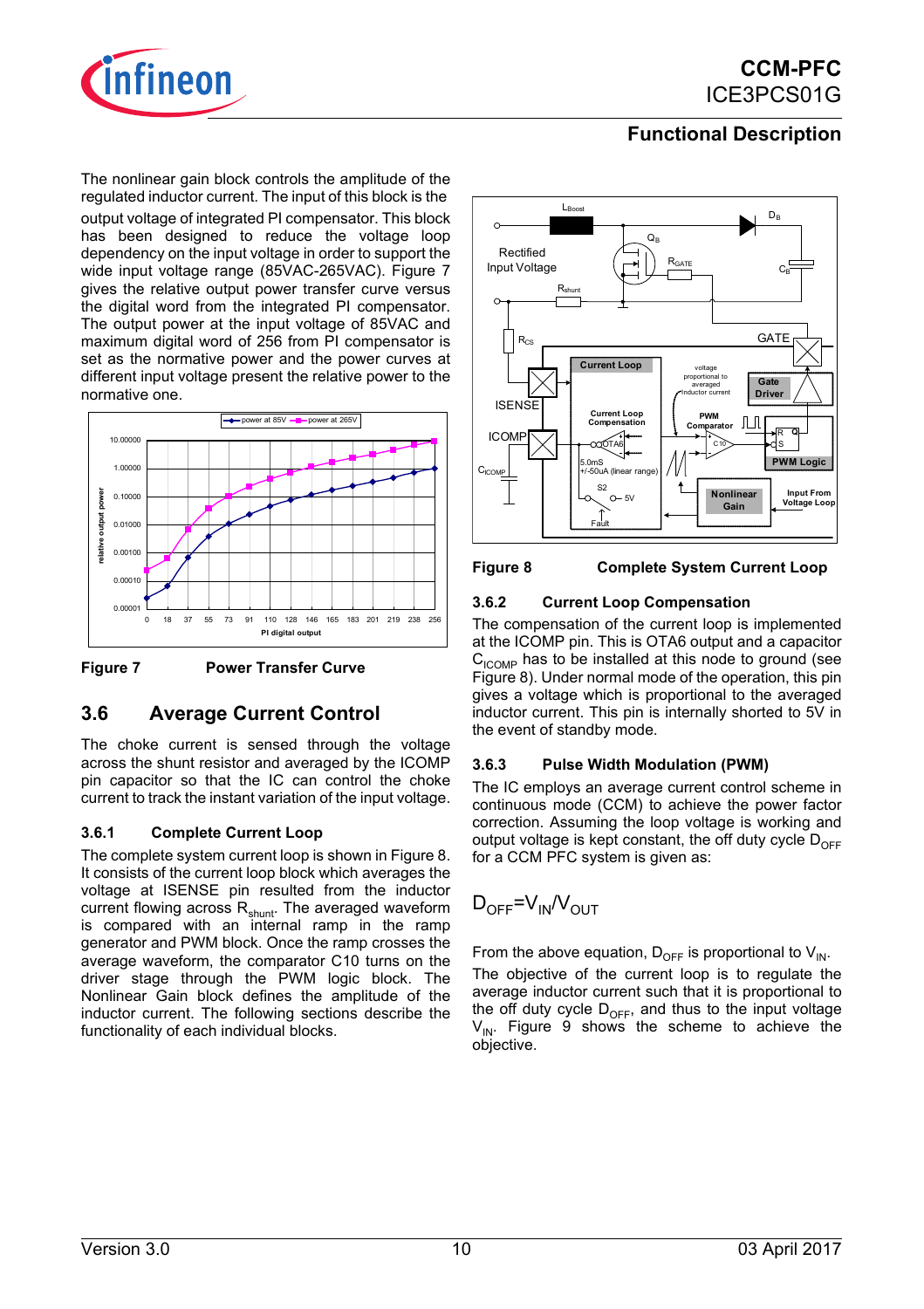The nonlinear gain block controls the amplitude of the regulated inductor current. The input of this block is the output voltage of integrated PI compensator. This block has been designed to reduce the voltage loop dependency on the input voltage in order to support the wide input voltage range (85VAC-265VAC). Figure 7 gives the relative output power transfer curve versus the digital word from the integrated PI compensator. The output power at the input voltage of 85VAC and maximum digital word of 256 from PI compensator is set as the normative power and the power curves at different input voltage present the relative power to the normative one.

**Figure 7 Power Transfer Curve**

## 3.6 Average Current Control

The choke current is sensed through the voltage across the shunt resistor and averaged by the ICOMP pin capacitor so that the IC can control the choke current to track the instant variation of the input voltage.

### 3.6.1 Complete Current Loop

The complete system current loop is shown in Figure 8. It consists of the current loop block which averages the voltage at ISENSE pin resulted from the inductor current flowing across $R_{shunt}$. The averaged waveform is compared with an internal ramp in the ramp generator and PWM block. Once the ramp crosses the average waveform, the comparator C10 turns on the driver stage through the PWM logic block. The Nonlinear Gain block defines the amplitude of the inductor current. The following sections describe the functionality of each individual blocks.

**Figure 8 Complete System Current Loop**

### 3.6.2 Current Loop Compensation

The compensation of the current loop is implemented at the ICOMP pin. This is OTA6 output and a capacitor $C_{ICOMP}$ has to be installed at this node to ground (see Figure 8). Under normal mode of the operation, this pin gives a voltage which is proportional to the averaged inductor current. This pin is internally shorted to 5V in the event of standby mode.

### 3.6.3 Pulse Width Modulation (PWM)

The IC employs an average current control scheme in continuous mode (CCM) to achieve the power factor correction. Assuming the loop voltage is working and output voltage is kept constant, the off duty cycle $D_{OFF}$ for a CCM PFC system is given as:

$$D_{OFF}=V_{IN}/V_{OUT}$$

From the above equation, $D_{OFF}$ is proportional to $V_{IN}$.

The objective of the current loop is to regulate the average inductor current such that it is proportional to the off duty cycle $D_{OFF}$, and thus to the input voltage $V_{IN}$. Figure 9 shows the scheme to achieve the objective.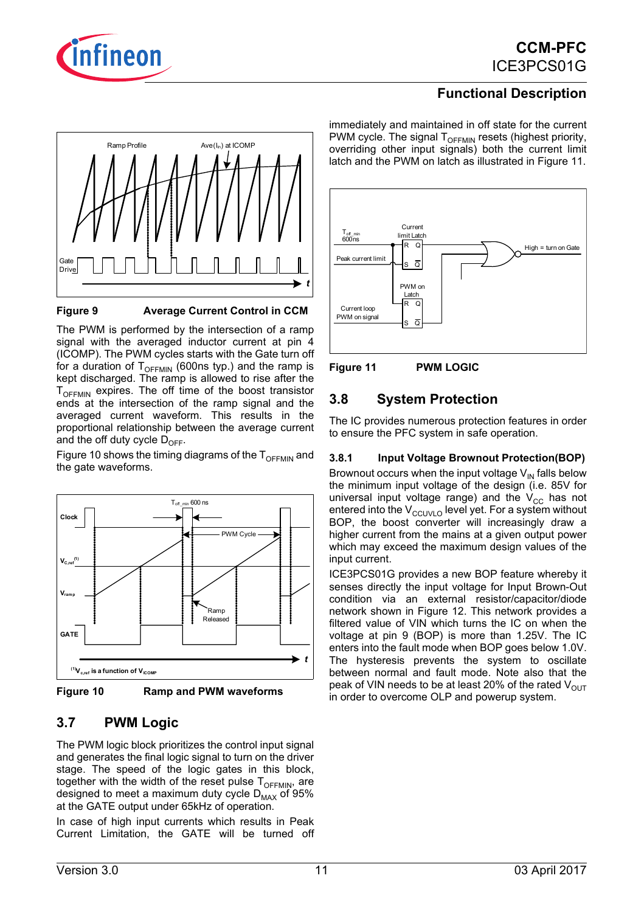Figure 9 Average Current Control in CCM

The PWM is performed by the intersection of a ramp signal with the averaged inductor current at pin 4 (ICOMP). The PWM cycles starts with the Gate turn off for a duration of $T_{OFFMIN}$ (600ns typ.) and the ramp is kept discharged. The ramp is allowed to rise after the $T_{OFFMIN}$ expires. The off time of the boost transistor ends at the intersection of the ramp signal and the averaged current waveform. This results in the proportional relationship between the average current and the off duty cycle $D_{OFF}$.

Figure 10 shows the timing diagrams of the $T_{OFFMIN}$ and the gate waveforms.

Figure 10 Ramp and PWM waveforms

## 3.7 PWM Logic

The PWM logic block prioritizes the control input signal and generates the final logic signal to turn on the driver stage. The speed of the logic gates in this block, together with the width of the reset pulse $T_{OFFMIN}$, are designed to meet a maximum duty cycle $D_{MAX}$ of 95% at the GATE output under 65kHz of operation.

In case of high input currents which results in Peak Current Limitation, the GATE will be turned off immediately and maintained in off state for the current PWM cycle. The signal $T_{OFFMIN}$ resets (highest priority, overriding other input signals) both the current limit latch and the PWM on latch as illustrated in Figure 11.

Figure 11 PWM LOGIC

## 3.8 System Protection

The IC provides numerous protection features in order to ensure the PFC system in safe operation.

### 3.8.1 Input Voltage Brownout Protection(BOP)

Brownout occurs when the input voltage $V_{IN}$ falls below the minimum input voltage of the design (i.e. 85V for universal input voltage range) and the $V_{CC}$ has not entered into the $V_{CCUVLO}$ level yet. For a system without BOP, the boost converter will increasingly draw a higher current from the mains at a given output power which may exceed the maximum design values of the input current.

ICE3PCS01G provides a new BOP feature whereby it senses directly the input voltage for Input Brown-Out condition via an external resistor/capacitor/diode network shown in Figure 12. This network provides a filtered value of VIN which turns the IC on when the voltage at pin 9 (BOP) is more than 1.25V. The IC enters into the fault mode when BOP goes below 1.0V. The hysteresis prevents the system to oscillate between normal and fault mode. Note also that the peak of VIN needs to be at least 20% of the rated $V_{OUT}$ in order to overcome OLP and powerup system.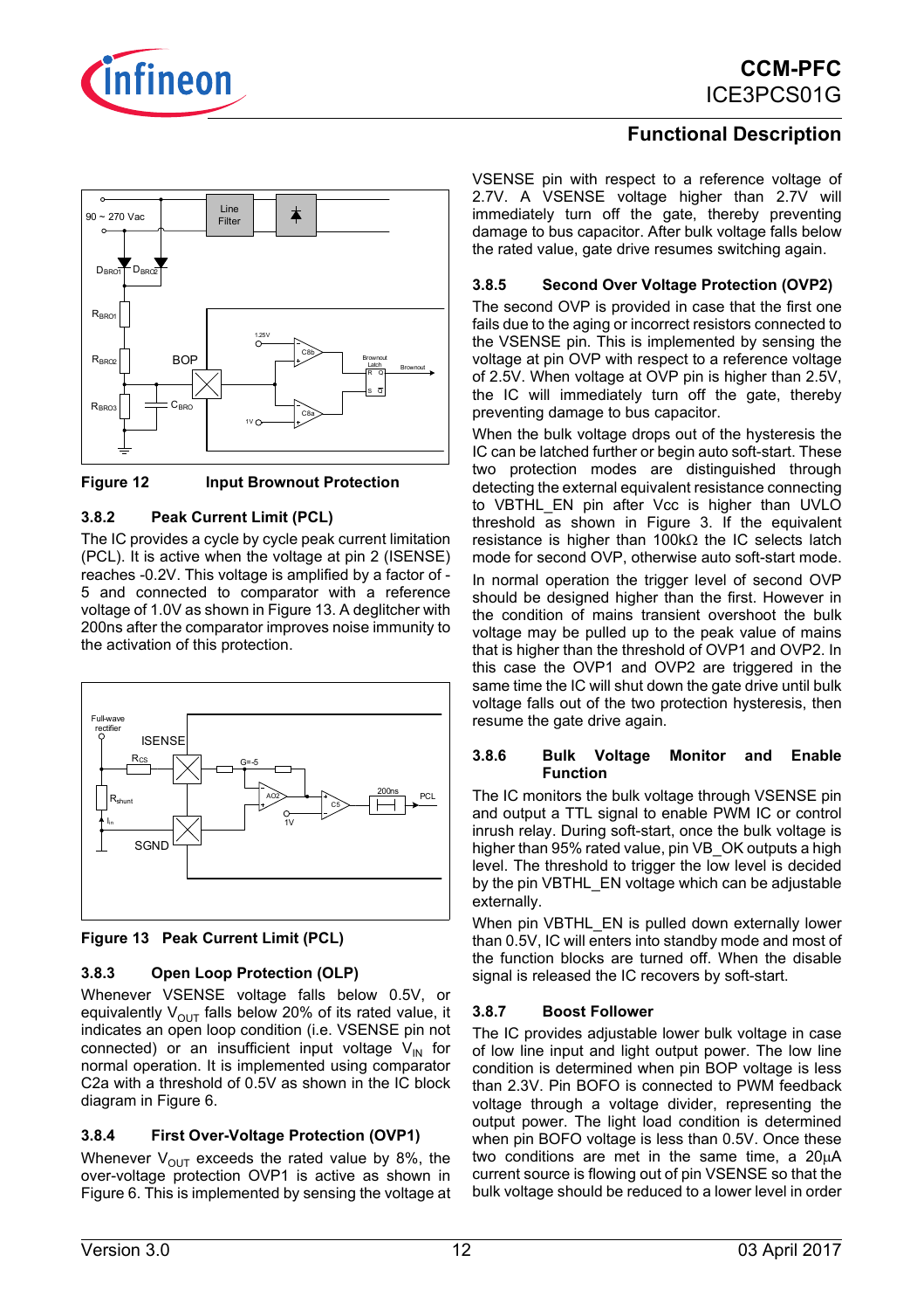Figure 12 Input Brownout Protection

### 3.8.2 Peak Current Limit (PCL)

The IC provides a cycle by cycle peak current limitation (PCL). It is active when the voltage at pin 2 (ISENSE) reaches -0.2V. This voltage is amplified by a factor of -5 and connected to comparator with a reference voltage of 1.0V as shown in Figure 13. A deglitcher with 200ns after the comparator improves noise immunity to the activation of this protection.

Figure 13 Peak Current Limit (PCL)

### 3.8.3 Open Loop Protection (OLP)

Whenever VSENSE voltage falls below 0.5V, or equivalently $V_{OUT}$ falls below 20% of its rated value, it indicates an open loop condition (i.e. VSENSE pin not connected) or an insufficient input voltage $V_{IN}$ for normal operation. It is implemented using comparator C2a with a threshold of 0.5V as shown in the IC block diagram in Figure 6.

### 3.8.4 First Over-Voltage Protection (OVP1)

Whenever $V_{OUT}$ exceeds the rated value by 8%, the over-voltage protection OVP1 is active as shown in Figure 6. This is implemented by sensing the voltage at VSENSE pin with respect to a reference voltage of 2.7V. A VSENSE voltage higher than 2.7V will immediately turn off the gate, thereby preventing damage to bus capacitor. After bulk voltage falls below the rated value, gate drive resumes switching again.

### 3.8.5 Second Over Voltage Protection (OVP2)

The second OVP is provided in case that the first one fails due to the aging or incorrect resistors connected to the VSENSE pin. This is implemented by sensing the voltage at pin OVP with respect to a reference voltage of 2.5V. When voltage at OVP pin is higher than 2.5V, the IC will immediately turn off the gate, thereby preventing damage to bus capacitor.

When the bulk voltage drops out of the hysteresis the IC can be latched further or begin auto soft-start. These two protection modes are distinguished through detecting the external equivalent resistance connecting to VBTHL_EN pin after Vcc is higher than UVLO threshold as shown in Figure 3. If the equivalent resistance is higher than 100kΩ the IC selects latch mode for second OVP, otherwise auto soft-start mode.

In normal operation the trigger level of second OVP should be designed higher than the first. However in the condition of mains transient overshoot the bulk voltage may be pulled up to the peak value of mains that is higher than the threshold of OVP1 and OVP2. In this case the OVP1 and OVP2 are triggered in the same time the IC will shut down the gate drive until bulk voltage falls out of the two protection hysteresis, then resume the gate drive again.

### 3.8.6 Bulk Voltage Monitor and Enable Function

The IC monitors the bulk voltage through VSENSE pin and output a TTL signal to enable PWM IC or control inrush relay. During soft-start, once the bulk voltage is higher than 95% rated value, pin VB_OK outputs a high level. The threshold to trigger the low level is decided by the pin VBTHL_EN voltage which can be adjustable externally.

When pin VBTHL_EN is pulled down externally lower than 0.5V, IC will enter into standby mode and most of the function blocks are turned off. When the disable signal is released the IC recovers by soft-start.

### 3.8.7 Boost Follower

The IC provides adjustable lower bulk voltage in case of low line input and light output power. The low line condition is determined when pin BOP voltage is less than 2.3V. Pin BOFO is connected to PWM feedback voltage through a voltage divider, representing the output power. The light load condition is determined when pin BOFO voltage is less than 0.5V. Once these two conditions are met in the same time, a 20μA current source is flowing out of pin VSENSE so that the bulk voltage should be reduced to a lower level in order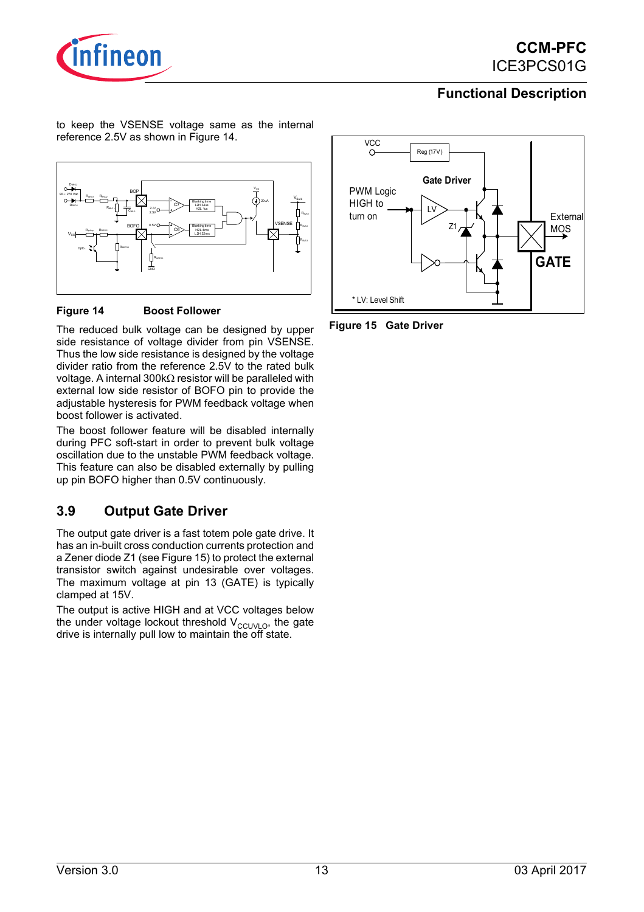to keep the VSENSE voltage same as the internal reference 2.5V as shown in Figure 14.

**Figure 14 Boost Follower**

The reduced bulk voltage can be designed by upper side resistance of voltage divider from pin VSENSE. Thus the low side resistance is designed by the voltage divider ratio from the reference 2.5V to the rated bulk voltage. A internal 300kΩ resistor will be paralleled with external low side resistor of BOFO pin to provide the adjustable hysteresis for PWM feedback voltage when boost follower is activated.

The boost follower feature will be disabled internally during PFC soft-start in order to prevent bulk voltage oscillation due to the unstable PWM feedback voltage. This feature can also be disabled externally by pulling up pin BOFO higher than 0.5V continuously.

## 3.9 Output Gate Driver

The output gate driver is a fast totem pole gate drive. It has an in-built cross conduction currents protection and a Zener diode Z1 (see Figure 15) to protect the external transistor switch against undesirable over voltages. The maximum voltage at pin 13 (GATE) is typically clamped at 15V.

The output is active HIGH and at VCC voltages below the under voltage lockout threshold $V_{CCUVLO}$, the gate drive is internally pull low to maintain the off state.

**Figure 15 Gate Driver**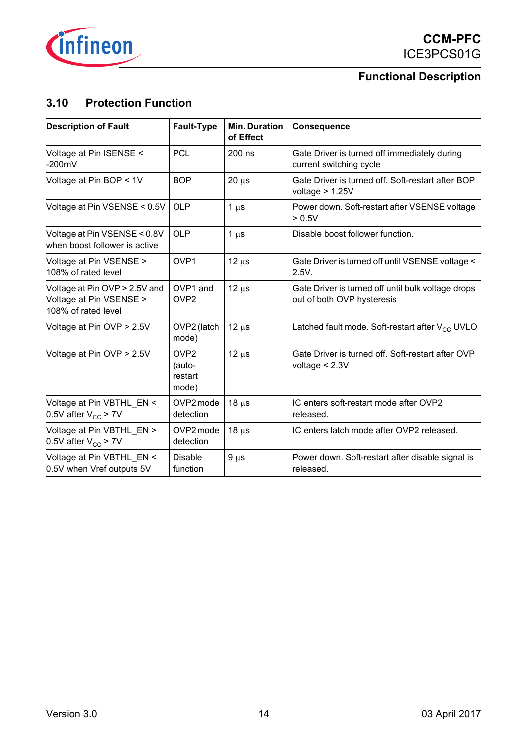## 3.10 Protection Function

| Description of Fault | Fault-Type | Min. Duration of Effect | Consequence |
|---|---|---|---|
| Voltage at Pin ISENSE < -200mV | PCL | 200 ns | Gate Driver is turned off immediately during current switching cycle |
| Voltage at Pin BOP < 1V | BOP | 20 µs | Gate Driver is turned off. Soft-restart after BOP voltage > 1.25V |
| Voltage at Pin VSENSE < 0.5V | OLP | 1 µs | Power down. Soft-restart after VSENSE voltage > 0.5V |
| Voltage at Pin VSENSE < 0.8V when boost follower is active | OLP | 1 µs | Disable boost follower function. |
| Voltage at Pin VSENSE > 108% of rated level | OVP1 | 12 µs | Gate Driver is turned off until VSENSE voltage < 2.5V. |
| Voltage at Pin OVP > 2.5V and Voltage at Pin VSENSE > 108% of rated level | OVP1 and OVP2 | 12 µs | Gate Driver is turned off until bulk voltage drops out of both OVP hysteresis |
| Voltage at Pin OVP > 2.5V | OVP2 (latch mode) | 12 µs | Latched fault mode. Soft-restart after $V_{CC}$ UVLO |
| Voltage at Pin OVP > 2.5V | OVP2 (auto-restart mode) | 12 µs | Gate Driver is turned off. Soft-restart after OVP voltage < 2.3V |
| Voltage at Pin VBTHL_EN < 0.5V after $V_{CC}$ > 7V | OVP2 mode detection | 18 µs | IC enters soft-restart mode after OVP2 released. |
| Voltage at Pin VBTHL_EN > 0.5V after $V_{CC}$ > 7V | OVP2 mode detection | 18 µs | IC enters latch mode after OVP2 released. |
| Voltage at Pin VBTHL_EN < 0.5V when Vref outputs 5V | Disable function | 9 µs | Power down. Soft-restart after disable signal is released. |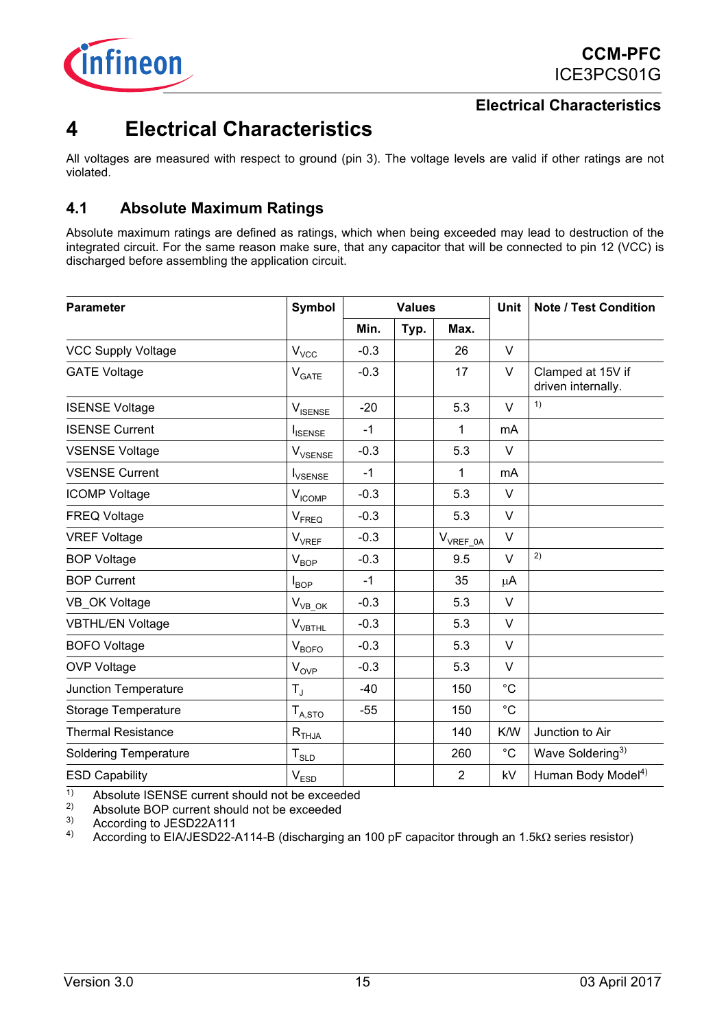# 4 Electrical Characteristics

All voltages are measured with respect to ground (pin 3). The voltage levels are valid if other ratings are not violated.

## 4.1 Absolute Maximum Ratings

Absolute maximum ratings are defined as ratings, which when being exceeded may lead to destruction of the integrated circuit. For the same reason make sure, that any capacitor that will be connected to pin 12 (VCC) is discharged before assembling the application circuit.

| Parameter | Symbol | Values | | | Unit | Note / Test Condition |
|---|---|---|---|---|---|---|
| | | Min. | Typ. | Max. | | |
| VCC Supply Voltage | $V_{VCC}$ | -0.3 | | 26 | V | |
| GATE Voltage | $V_{GATE}$ | -0.3 | | 17 | V | Clamped at 15V if driven internally. |
| ISENSE Voltage | $V_{ISENSE}$ | -20 | | 5.3 | V | [1] |
| ISENSE Current | $I_{ISENSE}$ | -1 | | 1 | mA | |
| VSENSE Voltage | $V_{VSENSE}$ | -0.3 | | 5.3 | V | |
| VSENSE Current | $I_{VSENSE}$ | -1 | | 1 | mA | |
| ICOMP Voltage | $V_{ICOMP}$ | -0.3 | | 5.3 | V | |
| FREQ Voltage | $V_{FREQ}$ | -0.3 | | 5.3 | V | |
| VREF Voltage | $V_{VREF}$ | -0.3 | | $V_{VREF\_0A}$ | V | |
| BOP Voltage | $V_{BOP}$ | -0.3 | | 9.5 | V | [2] |
| BOP Current | $I_{BOP}$ | -1 | | 35 | µA | |
| VB_OK Voltage | $V_{VB\_OK}$ | -0.3 | | 5.3 | V | |
| VBTHL/EN Voltage | $V_{VBTHL}$ | -0.3 | | 5.3 | V | |
| BOFO Voltage | $V_{BOFO}$ | -0.3 | | 5.3 | V | |
| OVP Voltage | $V_{OVP}$ | -0.3 | | 5.3 | V | |
| Junction Temperature | $T_J$ | -40 | | 150 | °C | |
| Storage Temperature | $T_{A,STO}$ | -55 | | 150 | °C | |
| Thermal Resistance | $R_{THJA}$ | | | 140 | K/W | Junction to Air |
| Soldering Temperature | $T_{SLD}$ | | | 260 | °C | Wave Soldering[3] |
| ESD Capability | $V_{ESD}$ | | | 2 | kV | Human Body Model[4] |

[1] Absolute ISENSE current should not be exceeded
[2] Absolute BOP current should not be exceeded
[3] According to JESD22A111
[4] According to EIA/JESD22-A114-B (discharging an 100 pF capacitor through an 1.5kΩ series resistor)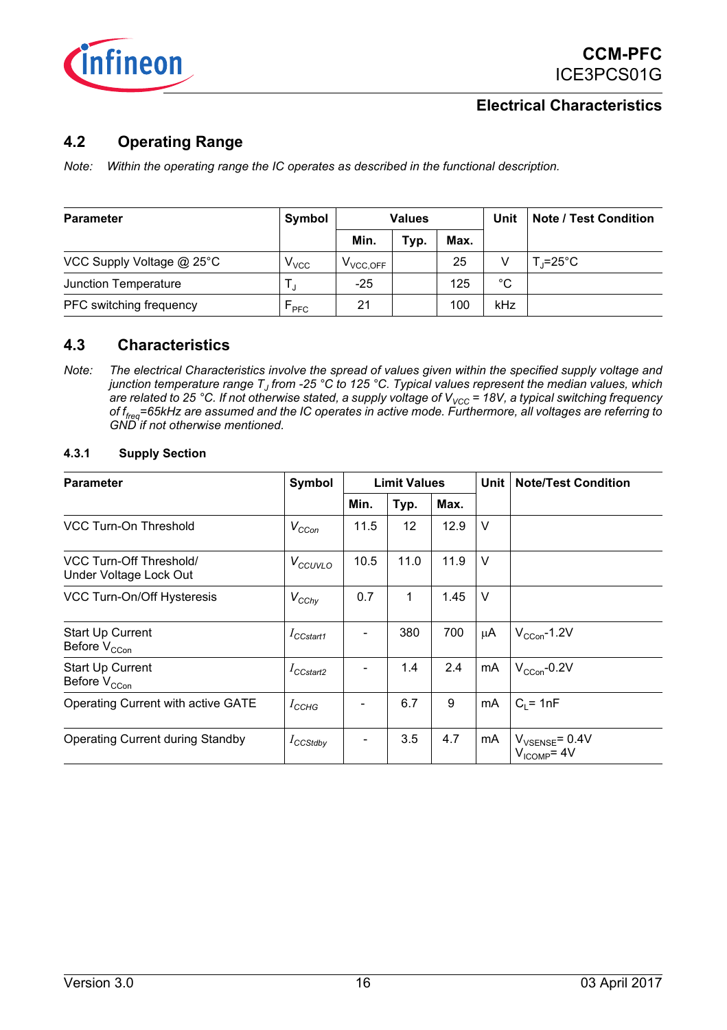## 4.2 Operating Range

*Note: Within the operating range the IC operates as described in the functional description.*

| Parameter | Symbol | Values | | | Unit | Note / Test Condition |
|---|---|---|---|---|---|---|
| | | Min. | Typ. | Max. | | |
| VCC Supply Voltage @ 25°C | $V_{VCC}$ | $V_{VCC,OFF}$ | | 25 | V | $T_J$=25°C |
| Junction Temperature | $T_J$ | -25 | | 125 | °C | |
| PFC switching frequency | $F_{PFC}$ | 21 | | 100 | kHz | |

## 4.3 Characteristics

*Note: The electrical Characteristics involve the spread of values given within the specified supply voltage and junction temperature range $T_J$ from -25 °C to 125 °C. Typical values represent the median values, which are related to 25 °C. If not otherwise stated, a supply voltage of $V_{VCC}$ = 18V, a typical switching frequency of $f_{freq}$=65kHz are assumed and the IC operates in active mode. Furthermore, all voltages are referring to GND if not otherwise mentioned.*

### 4.3.1 Supply Section

| Parameter | Symbol | Limit Values | | | Unit | Note/Test Condition |
|---|---|---|---|---|---|---|
| | | Min. | Typ. | Max. | | |
| VCC Turn-On Threshold | $V_{CCon}$ | 11.5 | 12 | 12.9 | V | |
| VCC Turn-Off Threshold/ Under Voltage Lock Out | $V_{CCUVLO}$ | 10.5 | 11.0 | 11.9 | V | |
| VCC Turn-On/Off Hysteresis | $V_{CChy}$ | 0.7 | 1 | 1.45 | V | |
| Start Up Current Before $V_{CCon}$ | $I_{CCstart1}$ | - | 380 | 700 | µA | $V_{CCon}$-1.2V |
| Start Up Current Before $V_{CCon}$ | $I_{CCstart2}$ | - | 1.4 | 2.4 | mA | $V_{CCon}$-0.2V |
| Operating Current with active GATE | $I_{CCHG}$ | - | 6.7 | 9 | mA | $C_L$= 1nF |
| Operating Current during Standby | $I_{CCStdby}$ | - | 3.5 | 4.7 | mA | $V_{VSENSE}$= 0.4V $V_{ICOMP}$= 4V |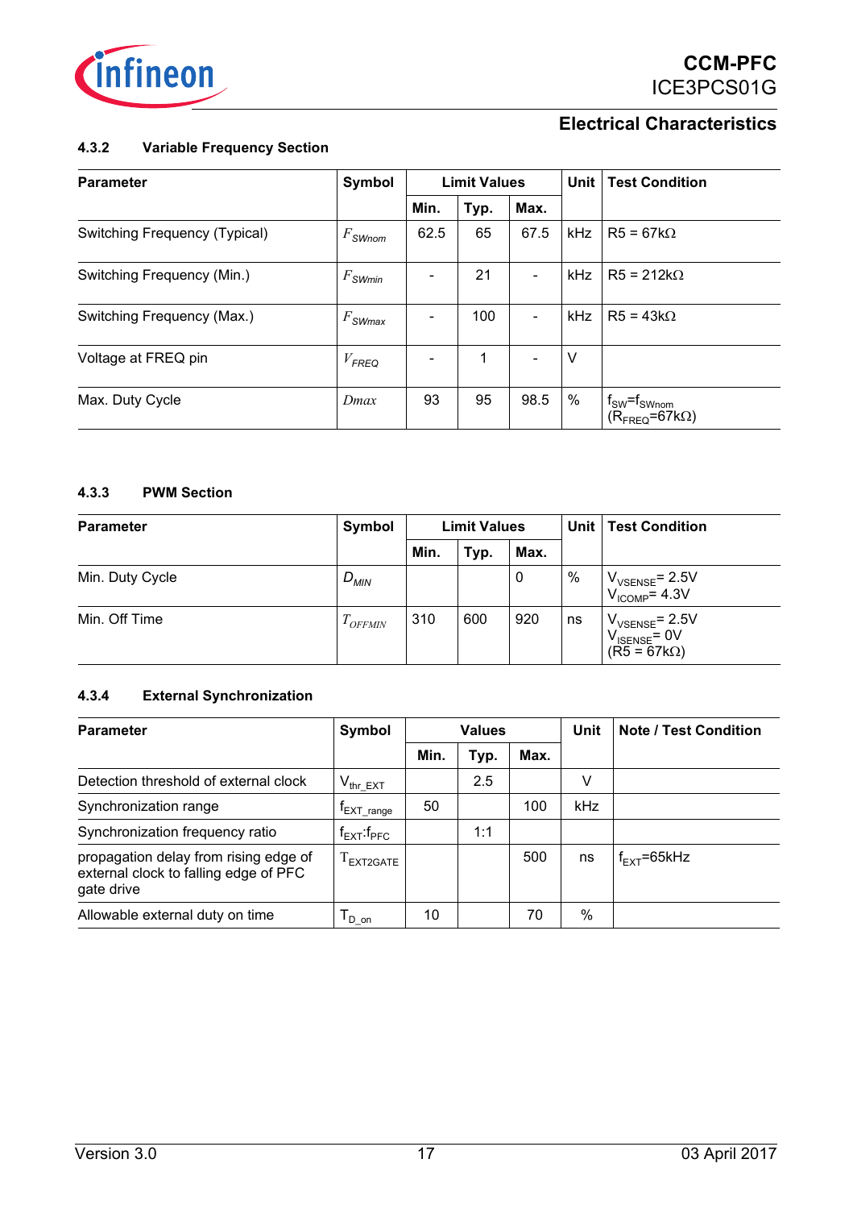## Electrical Characteristics

### 4.3.2 Variable Frequency Section

| Parameter | Symbol | Limit Values | | | Unit | Test Condition |
|---|---|---|---|---|---|---|
| | | Min. | Typ. | Max. | | |
| Switching Frequency (Typical) | $F_{SWnom}$ | 62.5 | 65 | 67.5 | kHz | R5 = 67kΩ |
| Switching Frequency (Min.) | $F_{SWmin}$ | - | 21 | - | kHz | R5 = 212kΩ |
| Switching Frequency (Max.) | $F_{SWmax}$ | - | 100 | - | kHz | R5 = 43kΩ |
| Voltage at FREQ pin | $V_{FREQ}$ | - | 1 | - | V | |
| Max. Duty Cycle | $Dmax$ | 93 | 95 | 98.5 | % | $f_{SW}=f_{SWnom}$ ($R_{FREQ}$=67kΩ) |

### 4.3.3 PWM Section

| Parameter | Symbol | Limit Values | | | Unit | Test Condition |
|---|---|---|---|---|---|---|
| | | Min. | Typ. | Max. | | |
| Min. Duty Cycle | $D_{MIN}$ | | | 0 | % | $V_{VSENSE}$= 2.5V $V_{ICOMP}$= 4.3V |
| Min. Off Time | $T_{OFFMIN}$ | 310 | 600 | 920 | ns | $V_{VSENSE}$= 2.5V $V_{ISENSE}$= 0V (R5 = 67kΩ) |

### 4.3.4 External Synchronization

| Parameter | Symbol | Values | | | Unit | Note / Test Condition |
|---|---|---|---|---|---|---|
| | | Min. | Typ. | Max. | | |
| Detection threshold of external clock | $V_{thr\_EXT}$ | | 2.5 | | V | |
| Synchronization range | $f_{EXT\_range}$ | 50 | | 100 | kHz | |
| Synchronization frequency ratio | $f_{EXT}$:$f_{PFC}$ | | 1:1 | | | |
| propagation delay from rising edge of external clock to falling edge of PFC gate drive | $T_{EXT2GATE}$ | | | 500 | ns | $f_{EXT}$=65kHz |
| Allowable external duty on time | $T_{D\_on}$ | 10 | | 70 | % | |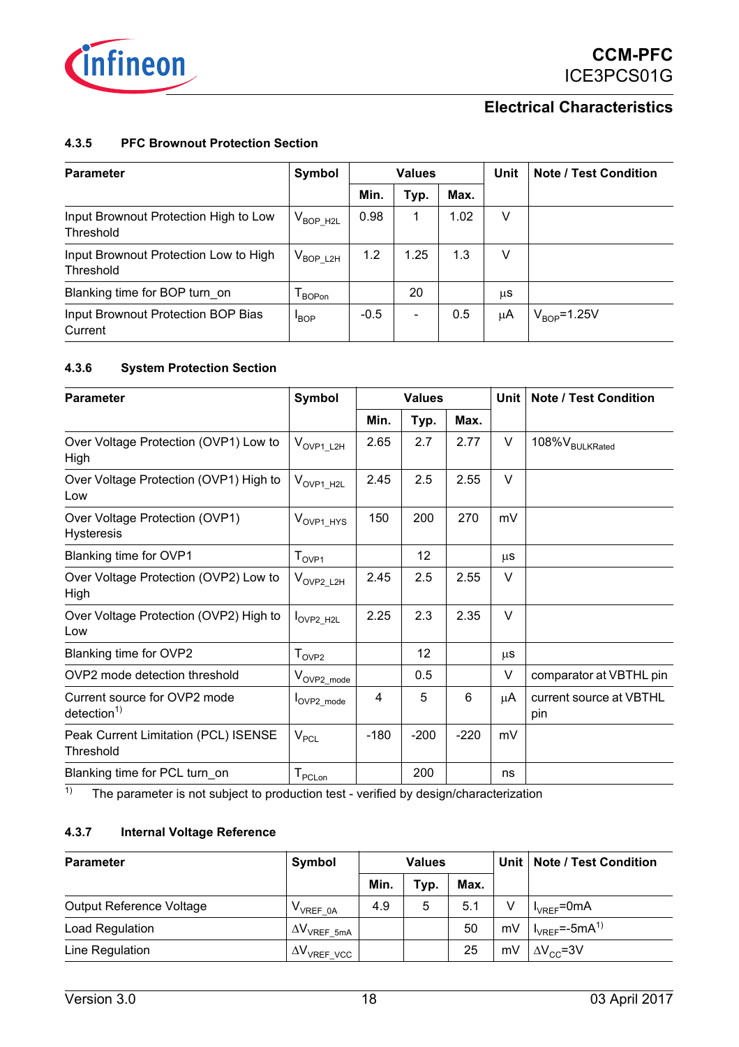### 4.3.5 PFC Brownout Protection Section

| Parameter | Symbol | Values | | | Unit | Note / Test Condition |
|---|---|---|---|---|---|---|
| | | Min. | Typ. | Max. | | |
| Input Brownout Protection High to Low Threshold | $V_{BOP\_H2L}$ | 0.98 | 1 | 1.02 | V | |
| Input Brownout Protection Low to High Threshold | $V_{BOP\_L2H}$ | 1.2 | 1.25 | 1.3 | V | |
| Blanking time for BOP turn_on | $T_{BOPon}$ | | 20 | | μs | |
| Input Brownout Protection BOP Bias Current | $I_{BOP}$ | -0.5 | - | 0.5 | μA | $V_{BOP}$=1.25V |

### 4.3.6 System Protection Section

| Parameter | Symbol | Values | | | Unit | Note / Test Condition |
|---|---|---|---|---|---|---|
| | | Min. | Typ. | Max. | | |
| Over Voltage Protection (OVP1) Low to High | $V_{OVP1\_L2H}$ | 2.65 | 2.7 | 2.77 | V | 108%$V_{BULKRated}$ |
| Over Voltage Protection (OVP1) High to Low | $V_{OVP1\_H2L}$ | 2.45 | 2.5 | 2.55 | V | |
| Over Voltage Protection (OVP1) Hysteresis | $V_{OVP1\_HYS}$ | 150 | 200 | 270 | mV | |
| Blanking time for OVP1 | $T_{OVP1}$ | | 12 | | μs | |
| Over Voltage Protection (OVP2) Low to High | $V_{OVP2\_L2H}$ | 2.45 | 2.5 | 2.55 | V | |
| Over Voltage Protection (OVP2) High to Low | $I_{OVP2\_H2L}$ | 2.25 | 2.3 | 2.35 | V | |
| Blanking time for OVP2 | $T_{OVP2}$ | | 12 | | μs | |
| OVP2 mode detection threshold | $V_{OVP2\_mode}$ | | 0.5 | | V | comparator at VBTHL pin |
| Current source for OVP2 mode detection[1] | $I_{OVP2\_mode}$ | 4 | 5 | 6 | μA | current source at VBTHL pin |
| Peak Current Limitation (PCL) ISENSE Threshold | $V_{PCL}$ | -180 | -200 | -220 | mV | |
| Blanking time for PCL turn_on | $T_{PCLon}$ | | 200 | | ns | |

[1] The parameter is not subject to production test - verified by design/characterization

### 4.3.7 Internal Voltage Reference

| Parameter | Symbol | Values | | | Unit | Note / Test Condition |
|---|---|---|---|---|---|---|
| | | Min. | Typ. | Max. | | |
| Output Reference Voltage | $V_{VREF\_0A}$ | 4.9 | 5 | 5.1 | V | $I_{VREF}$=0mA |
| Load Regulation | $\Delta V_{VREF\_5mA}$ | | | 50 | mV | $I_{VREF}$=-5mA[1] |
| Line Regulation | $\Delta V_{VREF\_VCC}$ | | | 25 | mV | $\Delta V_{CC}$=3V |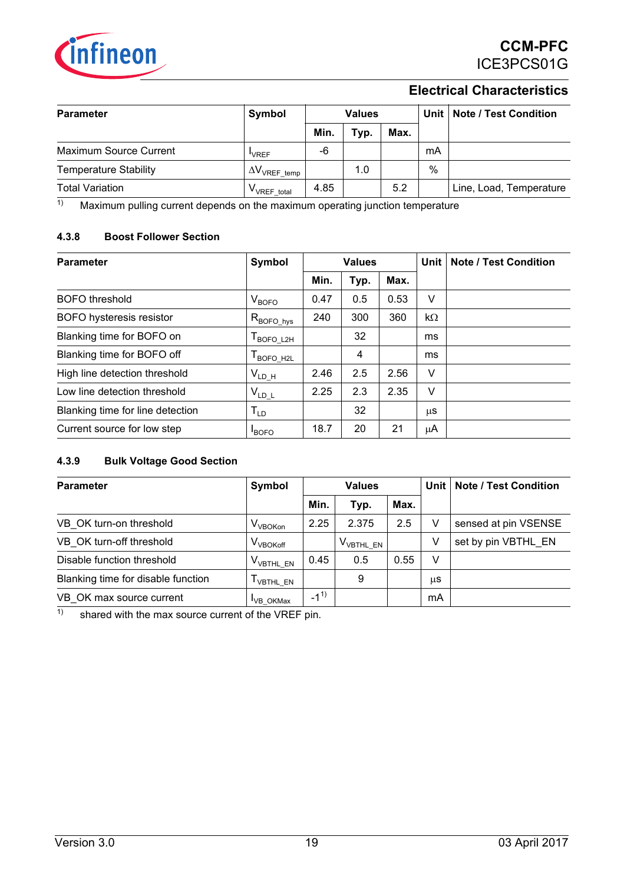## Electrical Characteristics

| Parameter | Symbol | Values | | | Unit | Note / Test Condition |
|---|---|---|---|---|---|---|
| | | Min. | Typ. | Max. | | |
| Maximum Source Current | $I_{VREF}$ | -6 | | | mA | |
| Temperature Stability | $\Delta V_{VREF\_temp}$ | | 1.0 | | % | |
| Total Variation | $V_{VREF\_total}$ | 4.85 | | 5.2 | | Line, Load, Temperature |

1) Maximum pulling current depends on the maximum operating junction temperature

### 4.3.8 Boost Follower Section

| Parameter | Symbol | Values | | | Unit | Note / Test Condition |
|---|---|---|---|---|---|---|
| | | Min. | Typ. | Max. | | |
| BOFO threshold | $V_{BOFO}$ | 0.47 | 0.5 | 0.53 | V | |
| BOFO hysteresis resistor | $R_{BOFO\_hys}$ | 240 | 300 | 360 | kΩ | |
| Blanking time for BOFO on | $T_{BOFO\_L2H}$ | | 32 | | ms | |
| Blanking time for BOFO off | $T_{BOFO\_H2L}$ | | 4 | | ms | |
| High line detection threshold | $V_{LD\_H}$ | 2.46 | 2.5 | 2.56 | V | |
| Low line detection threshold | $V_{LD\_L}$ | 2.25 | 2.3 | 2.35 | V | |
| Blanking time for line detection | $T_{LD}$ | | 32 | | µs | |
| Current source for low step | $I_{BOFO}$ | 18.7 | 20 | 21 | µA | |

### 4.3.9 Bulk Voltage Good Section

| Parameter | Symbol | Values | | | Unit | Note / Test Condition |
|---|---|---|---|---|---|---|
| | | Min. | Typ. | Max. | | |
| VB_OK turn-on threshold | $V_{VBOKon}$ | 2.25 | 2.375 | 2.5 | V | sensed at pin VSENSE |
| VB_OK turn-off threshold | $V_{VBOKoff}$ | | $V_{VBTHL\_EN}$ | | V | set by pin VBTHL_EN |
| Disable function threshold | $V_{VBTHL\_EN}$ | 0.45 | 0.5 | 0.55 | V | |
| Blanking time for disable function | $T_{VBTHL\_EN}$ | | 9 | | µs | |
| VB_OK max source current | $I_{VB\_OKMax}$ | -1[1] | | | mA | |

1) shared with the max source current of the VREF pin.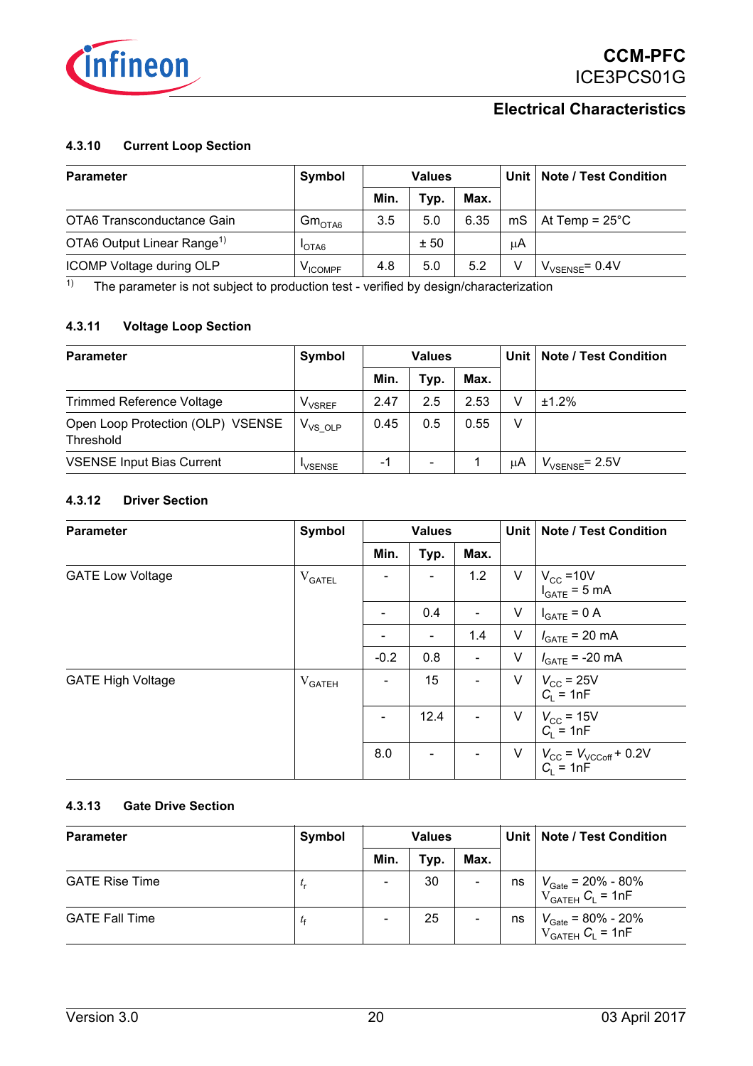#### 4.3.10 Current Loop Section

| Parameter | Symbol | Values | | | Unit | Note / Test Condition |
|---|---|---|---|---|---|---|
| | | Min. | Typ. | Max. | | |
| OTA6 Transconductance Gain | $Gm_{OTA6}$ | 3.5 | 5.0 | 6.35 | mS | At Temp = 25°C |
| OTA6 Output Linear Range[1] | $I_{OTA6}$ | | ± 50 | | μA | |
| ICOMP Voltage during OLP | $V_{ICOMPF}$ | 4.8 | 5.0 | 5.2 | V | $V_{VSENSE}$= 0.4V |

1) The parameter is not subject to production test - verified by design/characterization

#### 4.3.11 Voltage Loop Section

| Parameter | Symbol | Values | | | Unit | Note / Test Condition |
|---|---|---|---|---|---|---|
| | | Min. | Typ. | Max. | | |
| Trimmed Reference Voltage | $V_{VSREF}$ | 2.47 | 2.5 | 2.53 | V | ±1.2% |
| Open Loop Protection (OLP) VSENSE Threshold | $V_{VS\_OLP}$ | 0.45 | 0.5 | 0.55 | V | |
| VSENSE Input Bias Current | $I_{VSENSE}$ | -1 | - | 1 | μA | $V_{VSENSE}$= 2.5V |

#### 4.3.12 Driver Section

| Parameter | Symbol | Values | | | Unit | Note / Test Condition |
|---|---|---|---|---|---|---|
| | | Min. | Typ. | Max. | | |
| GATE Low Voltage | $V_{GATEL}$ | - | - | 1.2 | V | $V_{CC}$ =10V<br>$I_{GATE}$ = 5 mA |
| | | - | 0.4 | - | V | $I_{GATE}$ = 0 A |
| | | - | - | 1.4 | V | $I_{GATE}$ = 20 mA |
| | | -0.2 | 0.8 | - | V | $I_{GATE}$ = -20 mA |
| GATE High Voltage | $V_{GATEH}$ | - | 15 | - | V | $V_{CC}$ = 25V<br>$C_L$ = 1nF |
| | | - | 12.4 | - | V | $V_{CC}$ = 15V<br>$C_L$ = 1nF |
| | | 8.0 | - | - | V | $V_{CC}$ = $V_{VCCoff}$ + 0.2V<br>$C_L$ = 1nF |

#### 4.3.13 Gate Drive Section

| Parameter | Symbol | Values | | | Unit | Note / Test Condition |
|---|---|---|---|---|---|---|
| | | Min. | Typ. | Max. | | |
| GATE Rise Time | $t_r$ | - | 30 | - | ns | $V_{Gate}$ = 20% - 80% $V_{GATEH}$ $C_L$ = 1nF |
| GATE Fall Time | $t_f$ | - | 25 | - | ns | $V_{Gate}$ = 80% - 20% $V_{GATEH}$ $C_L$ = 1nF |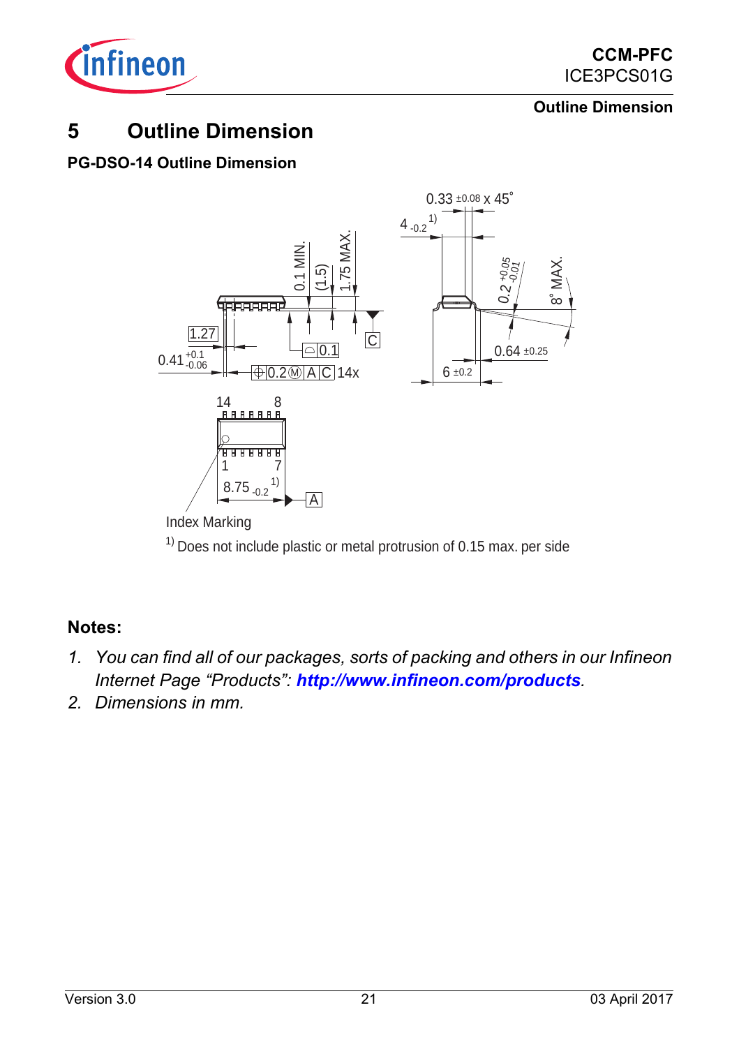# 5 Outline Dimension

**PG-DSO-14 Outline Dimension**

[1] Does not include plastic or metal protrusion of 0.15 max. per side

**Notes:**

1. *You can find all of our packages, sorts of packing and others in our Infineon Internet Page "Products": **http://www.infineon.com/products**.*
2. *Dimensions in mm.*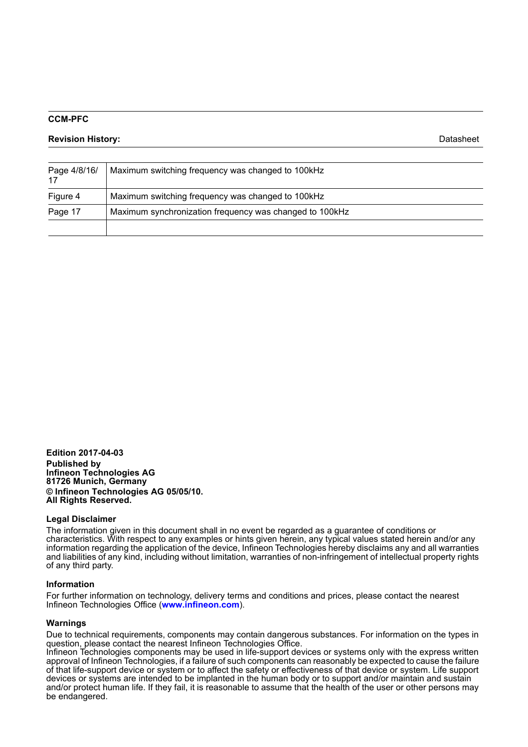**CCM-PFC**

**Revision History:** Datasheet

| | |
|---|---|
| Page 4/8/16/17 | Maximum switching frequency was changed to 100kHz |
| Figure 4 | Maximum switching frequency was changed to 100kHz |
| Page 17 | Maximum synchronization frequency was changed to 100kHz |
| | |

**Edition 2017-04-03**
**Published by**
**Infineon Technologies AG**
**81726 Munich, Germany**
**© Infineon Technologies AG 05/05/10.**
**All Rights Reserved.**

**Legal Disclaimer**

The information given in this document shall in no event be regarded as a guarantee of conditions or characteristics. With respect to any examples or hints given herein, any typical values stated herein and/or any information regarding the application of the device, Infineon Technologies hereby disclaims any and all warranties and liabilities of any kind, including without limitation, warranties of non-infringement of intellectual property rights of any third party.

**Information**

For further information on technology, delivery terms and conditions and prices, please contact the nearest Infineon Technologies Office (**www.infineon.com**).

**Warnings**

Due to technical requirements, components may contain dangerous substances. For information on the types in question, please contact the nearest Infineon Technologies Office.
Infineon Technologies components may be used in life-support devices or systems only with the express written approval of Infineon Technologies, if a failure of such components can reasonably be expected to cause the failure of that life-support device or system or to affect the safety or effectiveness of that device or system. Life support devices or systems are intended to be implanted in the human body or to support and/or maintain and sustain and/or protect human life. If they fail, it is reasonable to assume that the health of the user or other persons may be endangered.